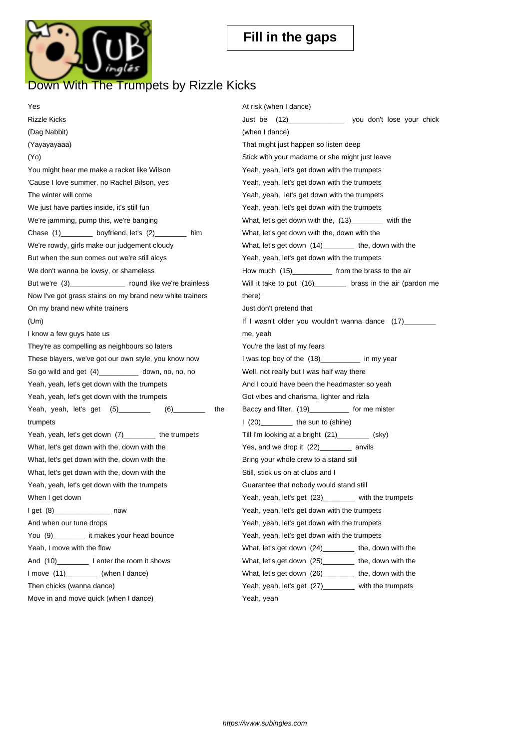# Fill in the gaps

## Down With The Trumpets by Rizzle Kicks

Yes

Rizzle Kicks

(Dag Nabbit)

(Yayayayaaa)

(Yo)

You might hear me make a racket like Wilson

'Cause I love summer, no Rachel Bilson, yes

The winter will come

We just have parties inside, it's still fun

We're jamming, pump this, we're banging

Chase (1)________ boyfriend, let's (2)________ him

We're rowdy, girls make our judgement cloudy

But when the sun comes out we're still alcys

We don't wanna be lowsy, or shameless

But we're (3)______________ round like we're brainless

Now I've got grass stains on my brand new white trainers

On my brand new white trainers

(Um)

I know a few guys hate us

They're as compelling as neighbours so laters

These blayers, we've got our own style, you know now

So go wild and get (4)__________ down, no, no, no

Yeah, yeah, let's get down with the trumpets

Yeah, yeah, let's get down with the trumpets

Yeah, yeah, let's get (5)________ (6)________ the trumpets

Yeah, yeah, let's get down (7)________ the trumpets

What, let's get down with the, down with the

What, let's get down with the, down with the

What, let's get down with the, down with the

Yeah, yeah, let's get down with the trumpets

When I get down

I get (8)______________ now

And when our tune drops

You (9)________ it makes your head bounce

Yeah, I move with the flow

And (10)________ I enter the room it shows

I move (11)________ (when I dance)

Then chicks (wanna dance)

Move in and move quick (when I dance)

At risk (when I dance)

Just be (12)______________ you don't lose your chick (when I dance)

That might just happen so listen deep

Stick with your madame or she might just leave

Yeah, yeah, let's get down with the trumpets

Yeah, yeah, let's get down with the trumpets

Yeah, yeah, let's get down with the trumpets

Yeah, yeah, let's get down with the trumpets

What, let's get down with the, (13)________ with the

What, let's get down with the, down with the

What, let's get down (14)________ the, down with the

Yeah, yeah, let's get down with the trumpets

How much (15)__________ from the brass to the air

Will it take to put (16)________ brass in the air (pardon me there)

Just don't pretend that

If I wasn't older you wouldn't wanna dance (17)________ me, yeah

You're the last of my fears

I was top boy of the (18)__________ in my year

Well, not really but I was half way there

And I could have been the headmaster so yeah

Got vibes and charisma, lighter and rizla

Baccy and filter, (19)__________ for me mister

I (20)________ the sun to (shine)

Till I'm looking at a bright (21)________ (sky)

Yes, and we drop it (22)________ anvils

Bring your whole crew to a stand still

Still, stick us on at clubs and I

Guarantee that nobody would stand still

Yeah, yeah, let's get (23)________ with the trumpets

Yeah, yeah, let's get down with the trumpets

Yeah, yeah, let's get down with the trumpets

Yeah, yeah, let's get down with the trumpets

What, let's get down (24)________ the, down with the

What, let's get down (25)________ the, down with the

What, let's get down (26)________ the, down with the

Yeah, yeah, let's get (27)________ with the trumpets

Yeah, yeah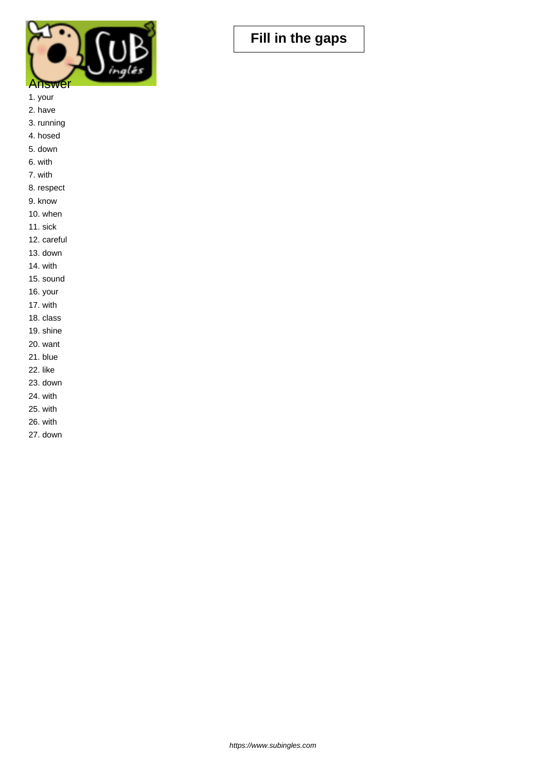# Fill in the gaps

Answer

1. your
2. have
3. running
4. hosed
5. down
6. with
7. with
8. respect
9. know
10. when
11. sick
12. careful
13. down
14. with
15. sound
16. your
17. with
18. class
19. shine
20. want
21. blue
22. like
23. down
24. with
25. with
26. with
27. down